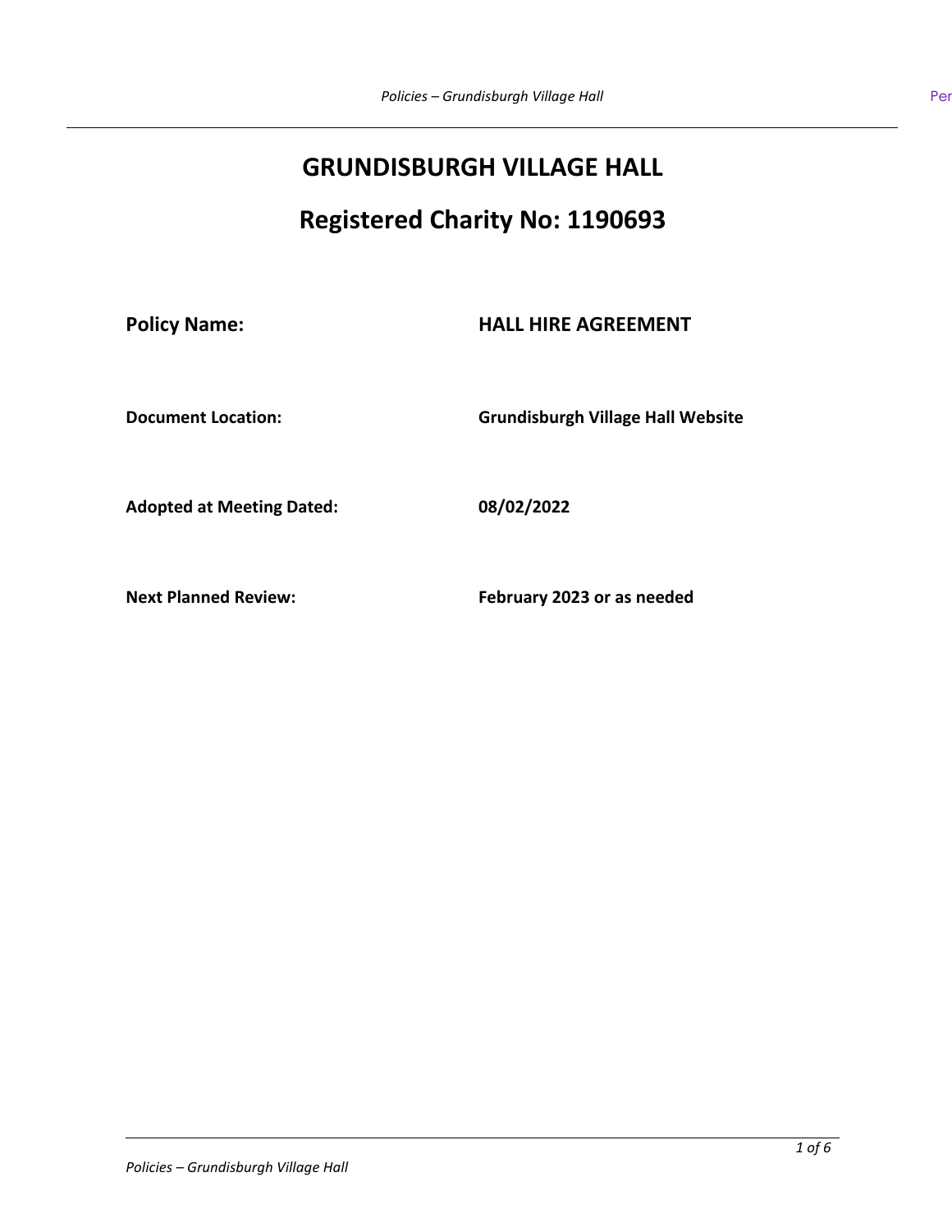# GRUNDISBURGH VILLAGE HALL

## Registered Charity No: 1190693

| | |
|---|---|
| **Policy Name:** | **HALL HIRE AGREEMENT** |
| **Document Location:** | **Grundisburgh Village Hall Website** |
| **Adopted at Meeting Dated:** | **08/02/2022** |
| **Next Planned Review:** | **February 2023 or as needed** |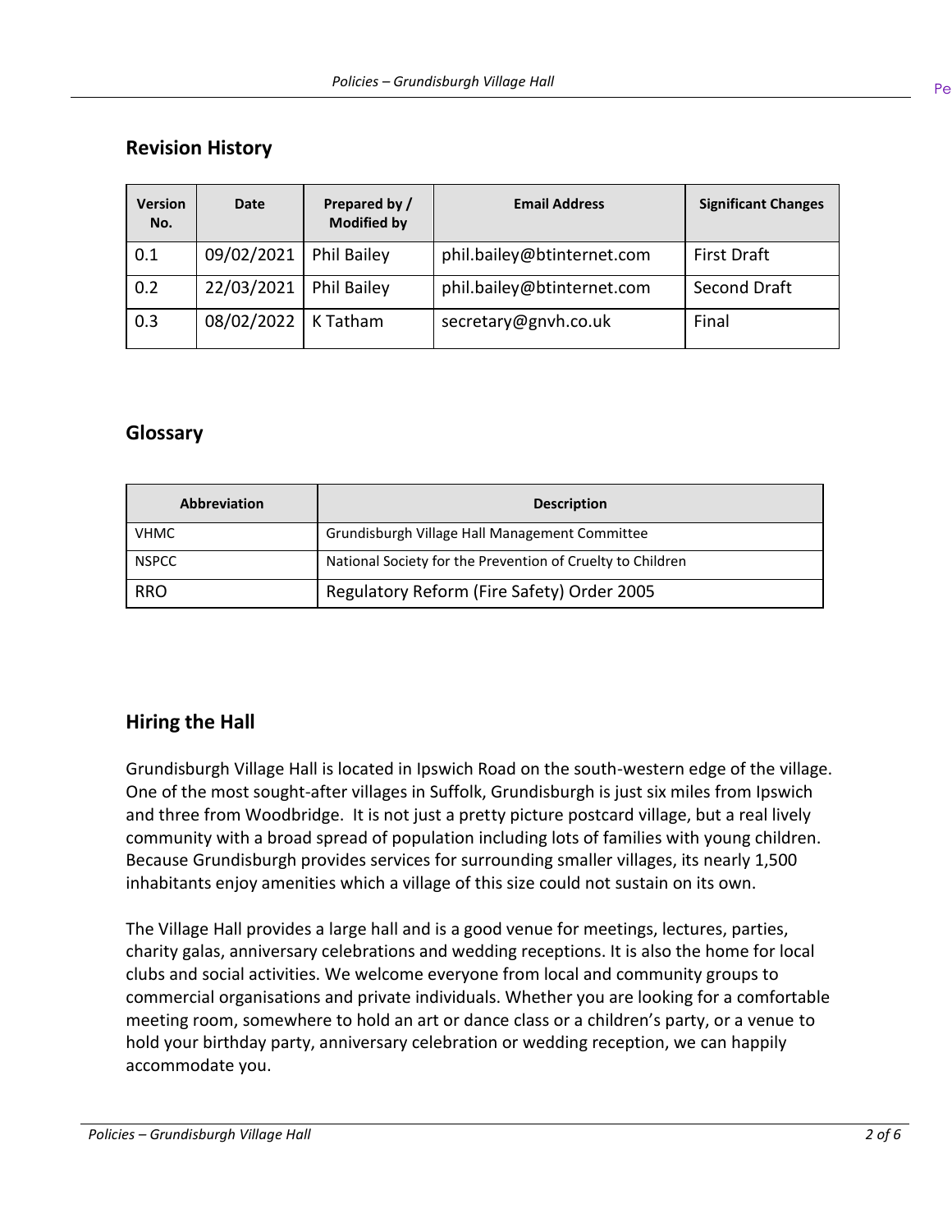## Revision History

| Version No. | Date | Prepared by / Modified by | Email Address | Significant Changes |
| --- | --- | --- | --- | --- |
| 0.1 | 09/02/2021 | Phil Bailey | phil.bailey@btinternet.com | First Draft |
| 0.2 | 22/03/2021 | Phil Bailey | phil.bailey@btinternet.com | Second Draft |
| 0.3 | 08/02/2022 | K Tatham | secretary@gnvh.co.uk | Final |

## Glossary

| Abbreviation | Description |
| --- | --- |
| VHMC | Grundisburgh Village Hall Management Committee |
| NSPCC | National Society for the Prevention of Cruelty to Children |
| RRO | Regulatory Reform (Fire Safety) Order 2005 |

## Hiring the Hall

Grundisburgh Village Hall is located in Ipswich Road on the south-western edge of the village. One of the most sought-after villages in Suffolk, Grundisburgh is just six miles from Ipswich and three from Woodbridge. It is not just a pretty picture postcard village, but a real lively community with a broad spread of population including lots of families with young children. Because Grundisburgh provides services for surrounding smaller villages, its nearly 1,500 inhabitants enjoy amenities which a village of this size could not sustain on its own.

The Village Hall provides a large hall and is a good venue for meetings, lectures, parties, charity galas, anniversary celebrations and wedding receptions. It is also the home for local clubs and social activities. We welcome everyone from local and community groups to commercial organisations and private individuals. Whether you are looking for a comfortable meeting room, somewhere to hold an art or dance class or a children's party, or a venue to hold your birthday party, anniversary celebration or wedding reception, we can happily accommodate you.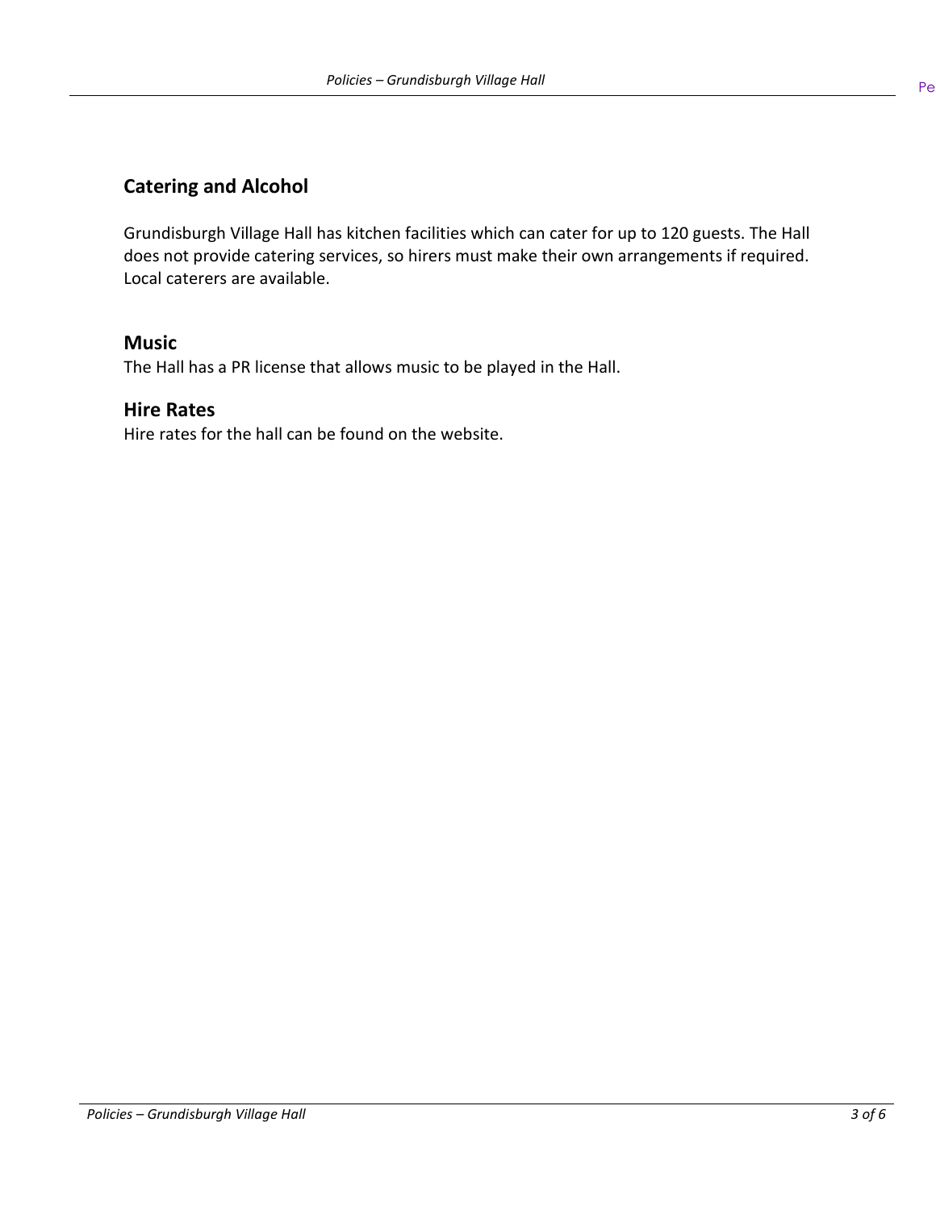## Catering and Alcohol

Grundisburgh Village Hall has kitchen facilities which can cater for up to 120 guests. The Hall does not provide catering services, so hirers must make their own arrangements if required. Local caterers are available.

## Music

The Hall has a PR license that allows music to be played in the Hall.

## Hire Rates

Hire rates for the hall can be found on the website.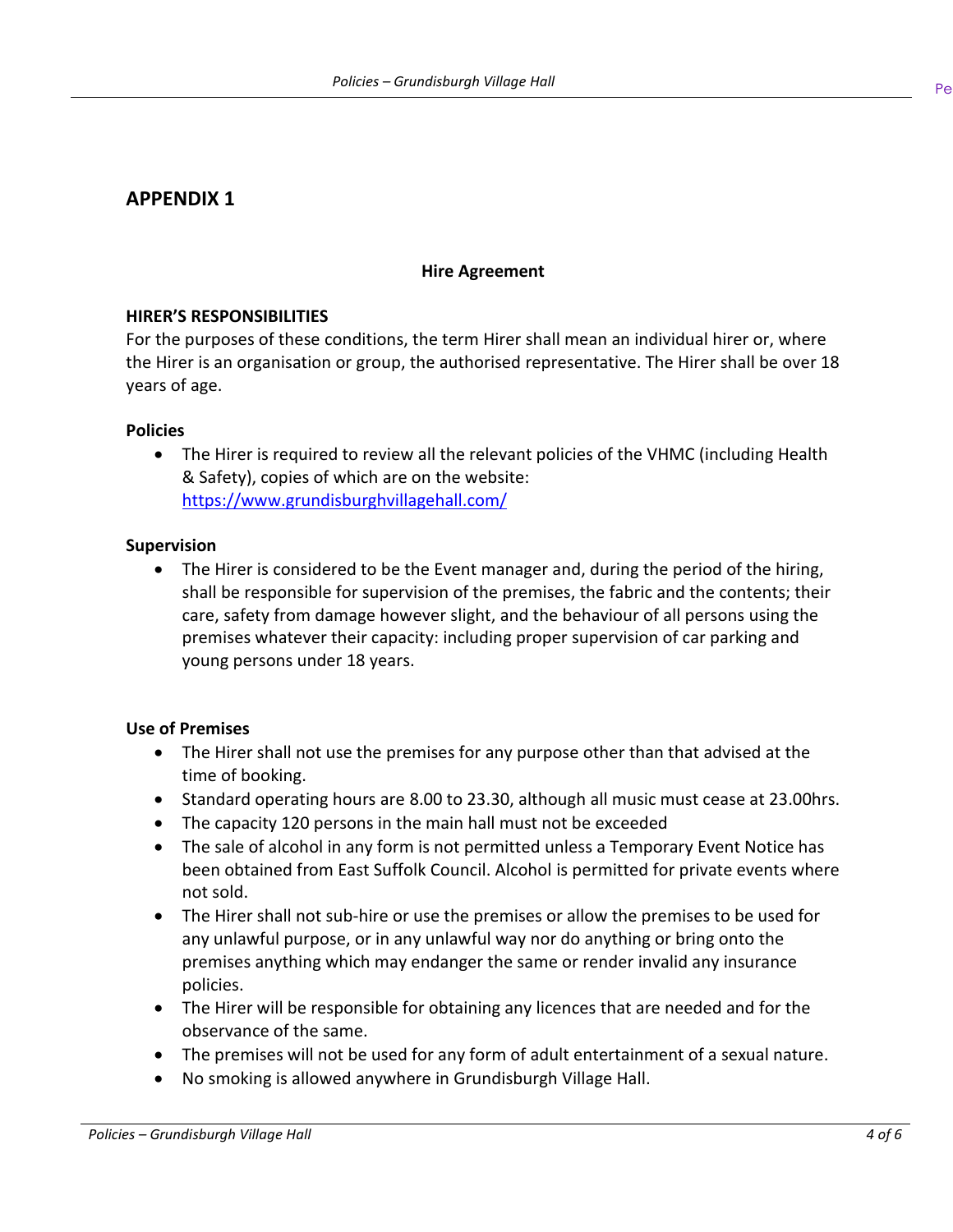## APPENDIX 1

**Hire Agreement**

**HIRER'S RESPONSIBILITIES**

For the purposes of these conditions, the term Hirer shall mean an individual hirer or, where the Hirer is an organisation or group, the authorised representative. The Hirer shall be over 18 years of age.

**Policies**

- The Hirer is required to review all the relevant policies of the VHMC (including Health & Safety), copies of which are on the website: [https://www.grundisburghvillagehall.com/](https://www.grundisburghvillagehall.com/)

**Supervision**

- The Hirer is considered to be the Event manager and, during the period of the hiring, shall be responsible for supervision of the premises, the fabric and the contents; their care, safety from damage however slight, and the behaviour of all persons using the premises whatever their capacity: including proper supervision of car parking and young persons under 18 years.

**Use of Premises**

- The Hirer shall not use the premises for any purpose other than that advised at the time of booking.
- Standard operating hours are 8.00 to 23.30, although all music must cease at 23.00hrs.
- The capacity 120 persons in the main hall must not be exceeded
- The sale of alcohol in any form is not permitted unless a Temporary Event Notice has been obtained from East Suffolk Council. Alcohol is permitted for private events where not sold.
- The Hirer shall not sub-hire or use the premises or allow the premises to be used for any unlawful purpose, or in any unlawful way nor do anything or bring onto the premises anything which may endanger the same or render invalid any insurance policies.
- The Hirer will be responsible for obtaining any licences that are needed and for the observance of the same.
- The premises will not be used for any form of adult entertainment of a sexual nature.
- No smoking is allowed anywhere in Grundisburgh Village Hall.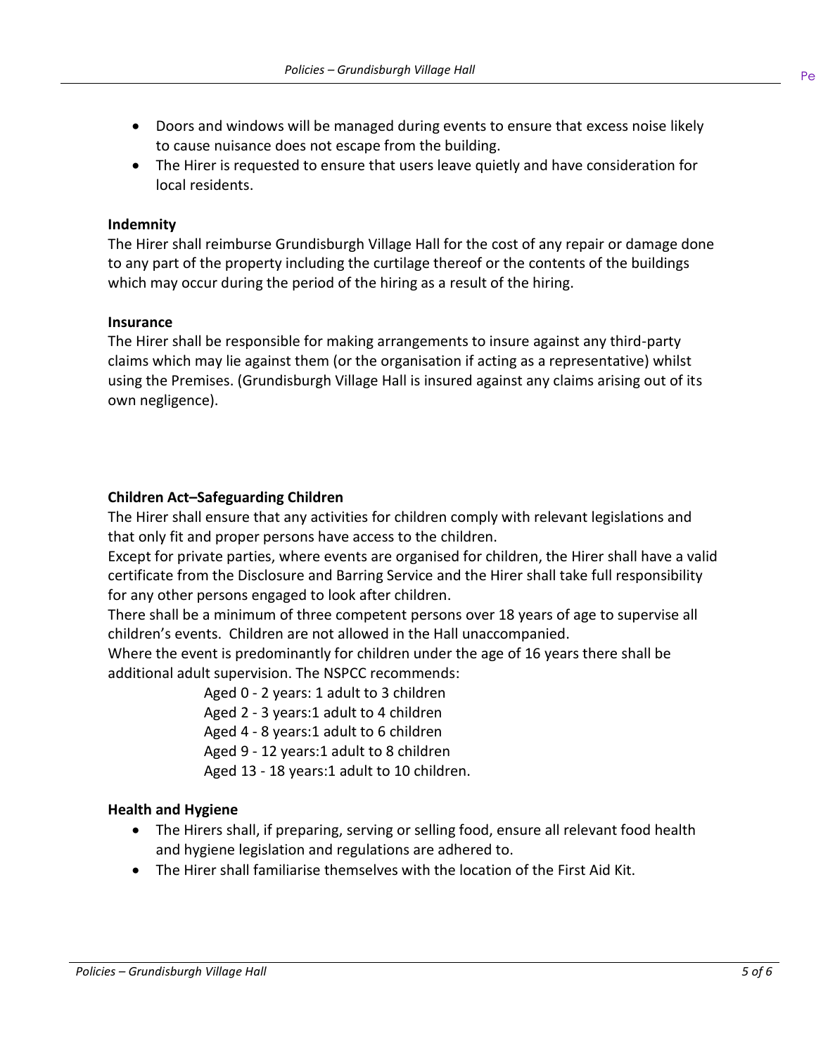- Doors and windows will be managed during events to ensure that excess noise likely to cause nuisance does not escape from the building.
- The Hirer is requested to ensure that users leave quietly and have consideration for local residents.

**Indemnity**

The Hirer shall reimburse Grundisburgh Village Hall for the cost of any repair or damage done to any part of the property including the curtilage thereof or the contents of the buildings which may occur during the period of the hiring as a result of the hiring.

**Insurance**

The Hirer shall be responsible for making arrangements to insure against any third-party claims which may lie against them (or the organisation if acting as a representative) whilst using the Premises. (Grundisburgh Village Hall is insured against any claims arising out of its own negligence).

**Children Act–Safeguarding Children**

The Hirer shall ensure that any activities for children comply with relevant legislations and that only fit and proper persons have access to the children.

Except for private parties, where events are organised for children, the Hirer shall have a valid certificate from the Disclosure and Barring Service and the Hirer shall take full responsibility for any other persons engaged to look after children.

There shall be a minimum of three competent persons over 18 years of age to supervise all children's events. Children are not allowed in the Hall unaccompanied.

Where the event is predominantly for children under the age of 16 years there shall be additional adult supervision. The NSPCC recommends:

Aged 0 - 2 years: 1 adult to 3 children
Aged 2 - 3 years:1 adult to 4 children
Aged 4 - 8 years:1 adult to 6 children
Aged 9 - 12 years:1 adult to 8 children
Aged 13 - 18 years:1 adult to 10 children.

**Health and Hygiene**

- The Hirers shall, if preparing, serving or selling food, ensure all relevant food health and hygiene legislation and regulations are adhered to.
- The Hirer shall familiarise themselves with the location of the First Aid Kit.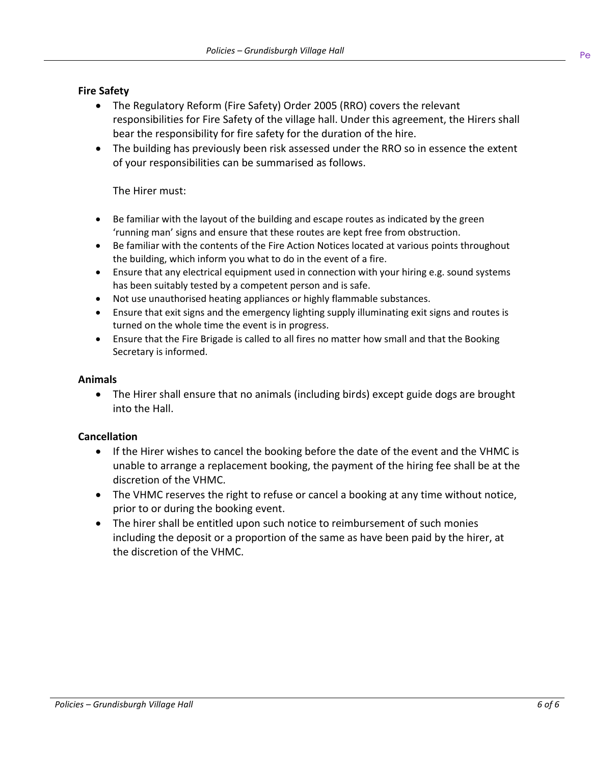**Fire Safety**

- The Regulatory Reform (Fire Safety) Order 2005 (RRO) covers the relevant responsibilities for Fire Safety of the village hall. Under this agreement, the Hirers shall bear the responsibility for fire safety for the duration of the hire.
- The building has previously been risk assessed under the RRO so in essence the extent of your responsibilities can be summarised as follows.

  The Hirer must:

- Be familiar with the layout of the building and escape routes as indicated by the green 'running man' signs and ensure that these routes are kept free from obstruction.
- Be familiar with the contents of the Fire Action Notices located at various points throughout the building, which inform you what to do in the event of a fire.
- Ensure that any electrical equipment used in connection with your hiring e.g. sound systems has been suitably tested by a competent person and is safe.
- Not use unauthorised heating appliances or highly flammable substances.
- Ensure that exit signs and the emergency lighting supply illuminating exit signs and routes is turned on the whole time the event is in progress.
- Ensure that the Fire Brigade is called to all fires no matter how small and that the Booking Secretary is informed.

**Animals**

- The Hirer shall ensure that no animals (including birds) except guide dogs are brought into the Hall.

**Cancellation**

- If the Hirer wishes to cancel the booking before the date of the event and the VHMC is unable to arrange a replacement booking, the payment of the hiring fee shall be at the discretion of the VHMC.
- The VHMC reserves the right to refuse or cancel a booking at any time without notice, prior to or during the booking event.
- The hirer shall be entitled upon such notice to reimbursement of such monies including the deposit or a proportion of the same as have been paid by the hirer, at the discretion of the VHMC.